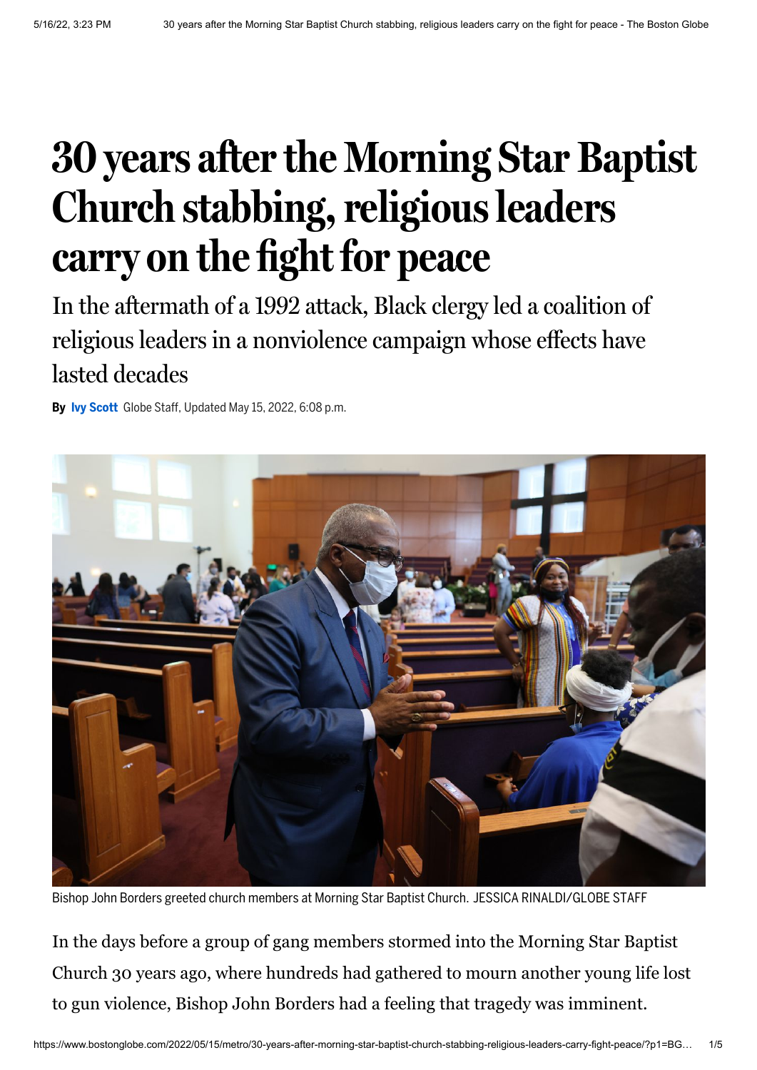# 30 years after the Morning Star Baptist Church stabbing, religious leaders carry on the fight for peace

## In the aftermath of a 1992 attack, Black clergy led a coalition of religious leaders in a nonviolence campaign whose effects have lasted decades

**By** Ivy Scott Globe Staff, Updated May 15, 2022, 6:08 p.m.

Bishop John Borders greeted church members at Morning Star Baptist Church. JESSICA RINALDI/GLOBE STAFF

In the days before a group of gang members stormed into the Morning Star Baptist Church 30 years ago, where hundreds had gathered to mourn another young life lost to gun violence, Bishop John Borders had a feeling that tragedy was imminent.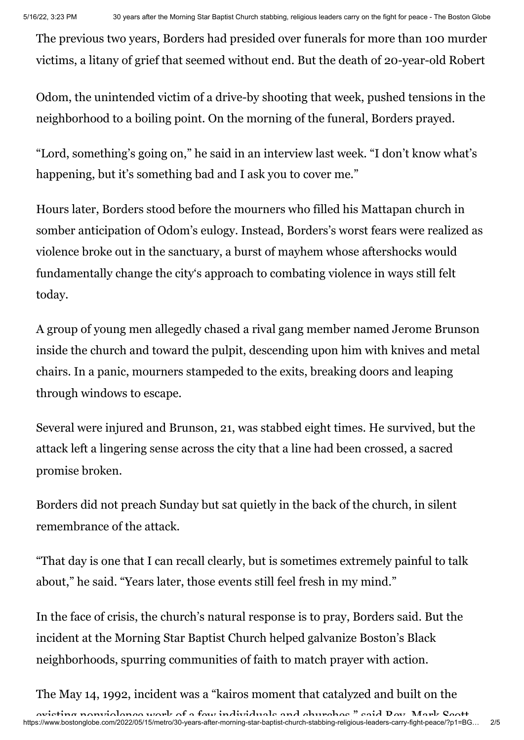The previous two years, Borders had presided over funerals for more than 100 murder victims, a litany of grief that seemed without end. But the death of 20-year-old Robert Odom, the unintended victim of a drive-by shooting that week, pushed tensions in the neighborhood to a boiling point. On the morning of the funeral, Borders prayed.

"Lord, something's going on," he said in an interview last week. "I don't know what's happening, but it's something bad and I ask you to cover me."

Hours later, Borders stood before the mourners who filled his Mattapan church in somber anticipation of Odom's eulogy. Instead, Borders's worst fears were realized as violence broke out in the sanctuary, a burst of mayhem whose aftershocks would fundamentally change the city's approach to combating violence in ways still felt today.

A group of young men allegedly chased a rival gang member named Jerome Brunson inside the church and toward the pulpit, descending upon him with knives and metal chairs. In a panic, mourners stampeded to the exits, breaking doors and leaping through windows to escape.

Several were injured and Brunson, 21, was stabbed eight times. He survived, but the attack left a lingering sense across the city that a line had been crossed, a sacred promise broken.

Borders did not preach Sunday but sat quietly in the back of the church, in silent remembrance of the attack.

"That day is one that I can recall clearly, but is sometimes extremely painful to talk about," he said. "Years later, those events still feel fresh in my mind."

In the face of crisis, the church's natural response is to pray, Borders said. But the incident at the Morning Star Baptist Church helped galvanize Boston's Black neighborhoods, spurring communities of faith to match prayer with action.

The May 14, 1992, incident was a "kairos moment that catalyzed and built on the existing nonviolence work of a few individuals and churches," said Rev. Mark Scott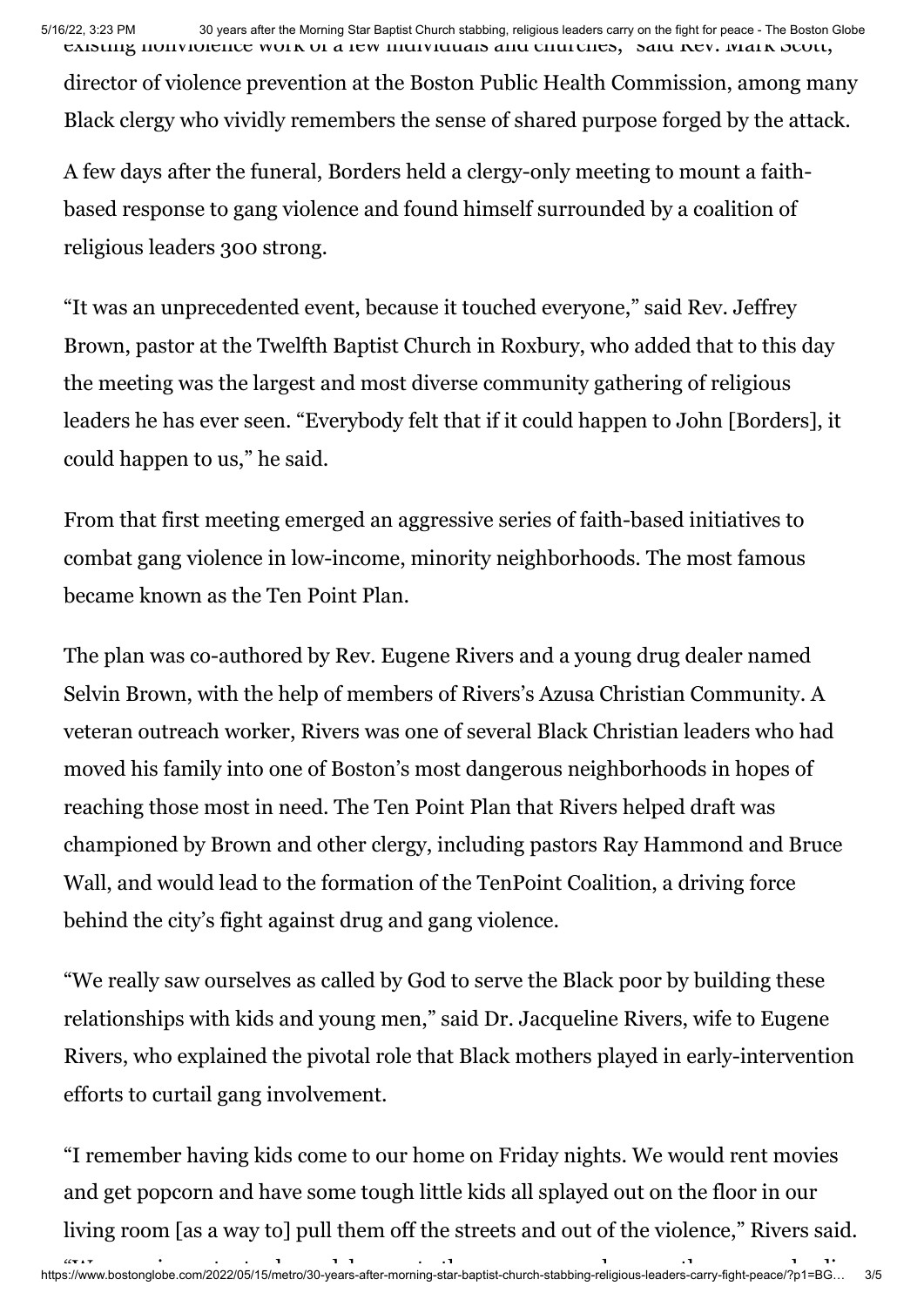existing nonviolence work of a few individuals and churches," said Rev. Mark Scott, director of violence prevention at the Boston Public Health Commission, among many Black clergy who vividly remembers the sense of shared purpose forged by the attack.

A few days after the funeral, Borders held a clergy-only meeting to mount a faith-based response to gang violence and found himself surrounded by a coalition of religious leaders 300 strong.

"It was an unprecedented event, because it touched everyone," said Rev. Jeffrey Brown, pastor at the Twelfth Baptist Church in Roxbury, who added that to this day the meeting was the largest and most diverse community gathering of religious leaders he has ever seen. "Everybody felt that if it could happen to John [Borders], it could happen to us," he said.

From that first meeting emerged an aggressive series of faith-based initiatives to combat gang violence in low-income, minority neighborhoods. The most famous became known as the Ten Point Plan.

The plan was co-authored by Rev. Eugene Rivers and a young drug dealer named Selvin Brown, with the help of members of Rivers's Azusa Christian Community. A veteran outreach worker, Rivers was one of several Black Christian leaders who had moved his family into one of Boston's most dangerous neighborhoods in hopes of reaching those most in need. The Ten Point Plan that Rivers helped draft was championed by Brown and other clergy, including pastors Ray Hammond and Bruce Wall, and would lead to the formation of the TenPoint Coalition, a driving force behind the city's fight against drug and gang violence.

"We really saw ourselves as called by God to serve the Black poor by building these relationships with kids and young men," said Dr. Jacqueline Rivers, wife to Eugene Rivers, who explained the pivotal role that Black mothers played in early-intervention efforts to curtail gang involvement.

"I remember having kids come to our home on Friday nights. We would rent movies and get popcorn and have some tough little kids all splayed out on the floor in our living room [as a way to] pull them off the streets and out of the violence," Rivers said.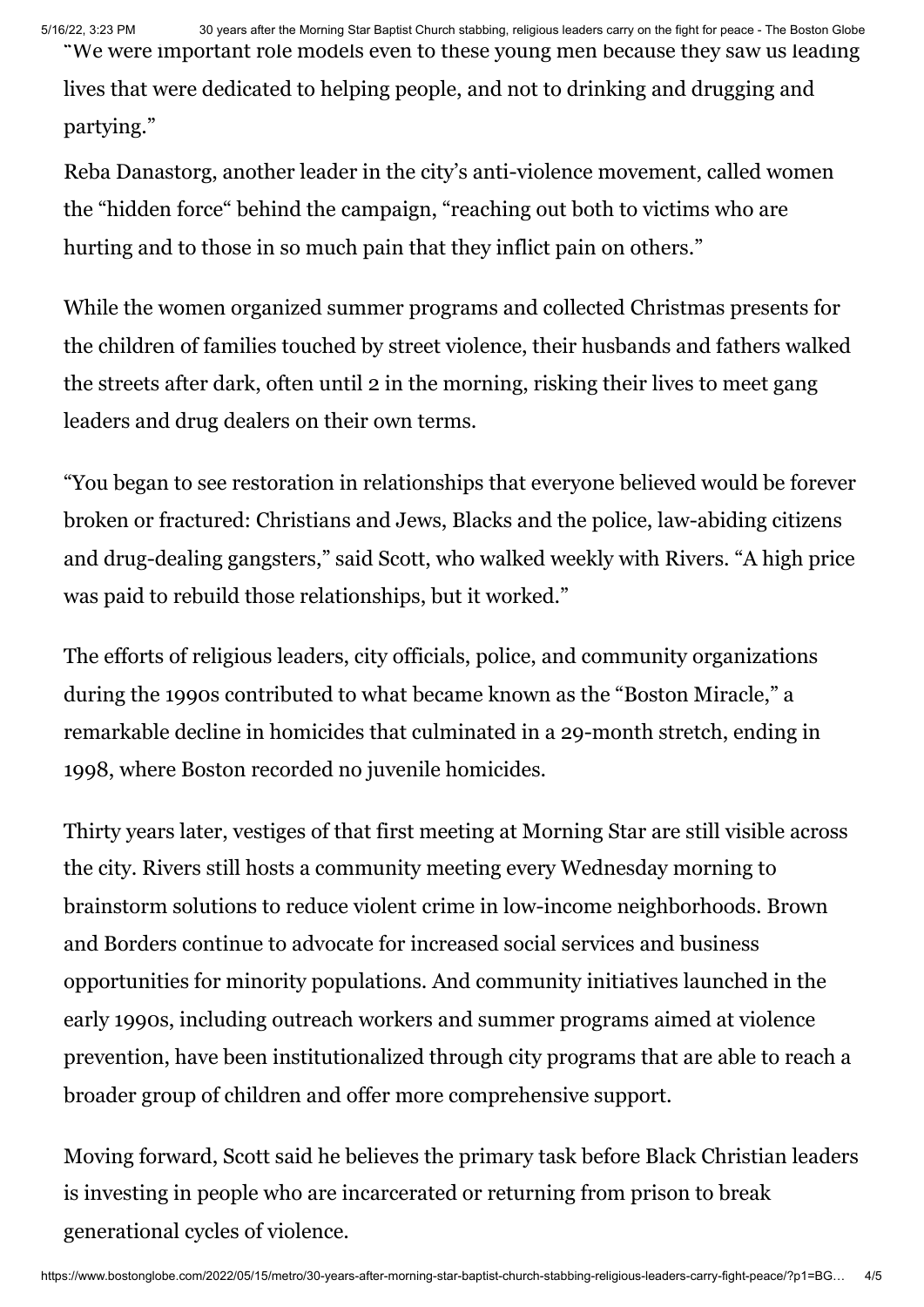"We were important role models even to these young men because they saw us leading lives that were dedicated to helping people, and not to drinking and drugging and partying."

Reba Danastorg, another leader in the city's anti-violence movement, called women the "hidden force" behind the campaign, "reaching out both to victims who are hurting and to those in so much pain that they inflict pain on others."

While the women organized summer programs and collected Christmas presents for the children of families touched by street violence, their husbands and fathers walked the streets after dark, often until 2 in the morning, risking their lives to meet gang leaders and drug dealers on their own terms.

"You began to see restoration in relationships that everyone believed would be forever broken or fractured: Christians and Jews, Blacks and the police, law-abiding citizens and drug-dealing gangsters," said Scott, who walked weekly with Rivers. "A high price was paid to rebuild those relationships, but it worked."

The efforts of religious leaders, city officials, police, and community organizations during the 1990s contributed to what became known as the "Boston Miracle," a remarkable decline in homicides that culminated in a 29-month stretch, ending in 1998, where Boston recorded no juvenile homicides.

Thirty years later, vestiges of that first meeting at Morning Star are still visible across the city. Rivers still hosts a community meeting every Wednesday morning to brainstorm solutions to reduce violent crime in low-income neighborhoods. Brown and Borders continue to advocate for increased social services and business opportunities for minority populations. And community initiatives launched in the early 1990s, including outreach workers and summer programs aimed at violence prevention, have been institutionalized through city programs that are able to reach a broader group of children and offer more comprehensive support.

Moving forward, Scott said he believes the primary task before Black Christian leaders is investing in people who are incarcerated or returning from prison to break generational cycles of violence.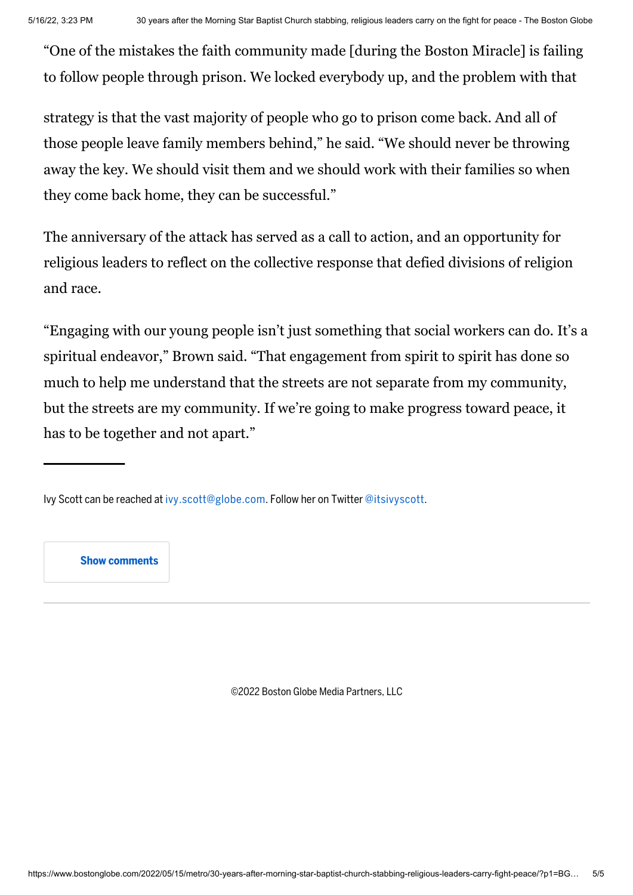"One of the mistakes the faith community made [during the Boston Miracle] is failing to follow people through prison. We locked everybody up, and the problem with that strategy is that the vast majority of people who go to prison come back. And all of those people leave family members behind," he said. "We should never be throwing away the key. We should visit them and we should work with their families so when they come back home, they can be successful."

The anniversary of the attack has served as a call to action, and an opportunity for religious leaders to reflect on the collective response that defied divisions of religion and race.

"Engaging with our young people isn't just something that social workers can do. It's a spiritual endeavor," Brown said. "That engagement from spirit to spirit has done so much to help me understand that the streets are not separate from my community, but the streets are my community. If we're going to make progress toward peace, it has to be together and not apart."

---

Ivy Scott can be reached at ivy.scott@globe.com. Follow her on Twitter @itsivyscott.

Show comments

©2022 Boston Globe Media Partners, LLC